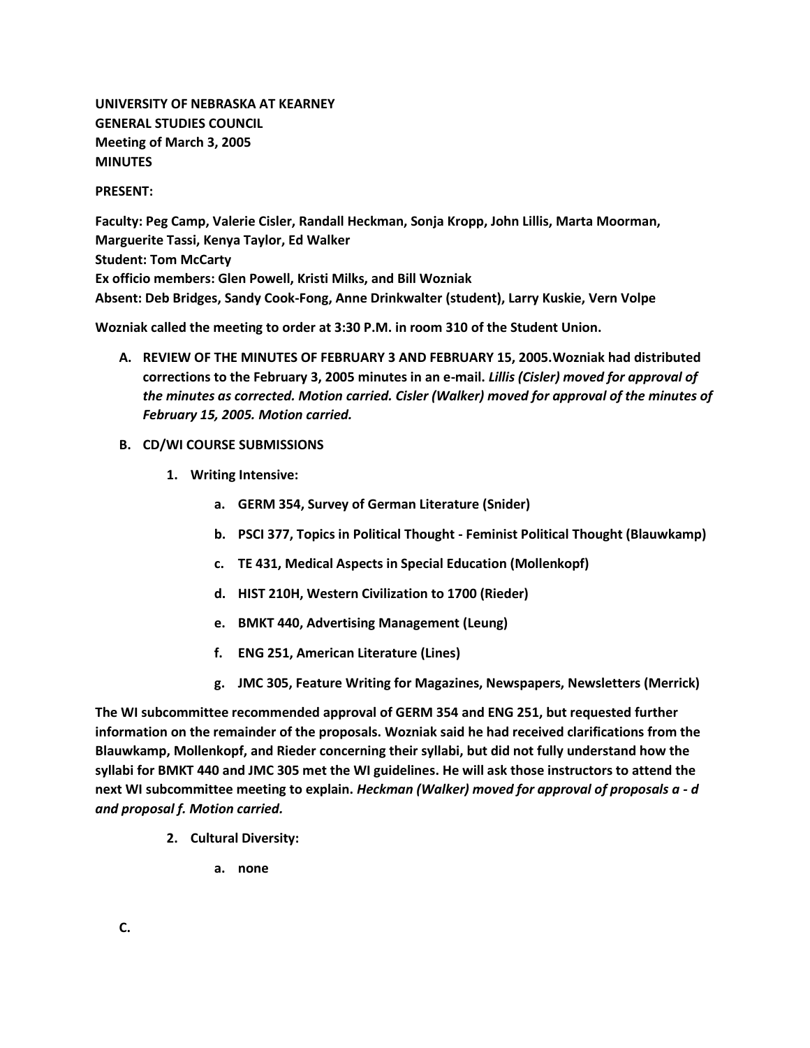**UNIVERSITY OF NEBRASKA AT KEARNEY**
**GENERAL STUDIES COUNCIL**
**Meeting of March 3, 2005**
**MINUTES**

**PRESENT:**

**Faculty: Peg Camp, Valerie Cisler, Randall Heckman, Sonja Kropp, John Lillis, Marta Moorman, Marguerite Tassi, Kenya Taylor, Ed Walker**
**Student: Tom McCarty**
**Ex officio members: Glen Powell, Kristi Milks, and Bill Wozniak**
**Absent: Deb Bridges, Sandy Cook-Fong, Anne Drinkwalter (student), Larry Kuskie, Vern Volpe**

**Wozniak called the meeting to order at 3:30 P.M. in room 310 of the Student Union.**

A. **REVIEW OF THE MINUTES OF FEBRUARY 3 AND FEBRUARY 15, 2005.Wozniak had distributed corrections to the February 3, 2005 minutes in an e-mail.** ***Lillis (Cisler) moved for approval of the minutes as corrected. Motion carried. Cisler (Walker) moved for approval of the minutes of February 15, 2005. Motion carried.***

B. **CD/WI COURSE SUBMISSIONS**

   1. **Writing Intensive:**

      a. **GERM 354, Survey of German Literature (Snider)**

      b. **PSCI 377, Topics in Political Thought - Feminist Political Thought (Blauwkamp)**

      c. **TE 431, Medical Aspects in Special Education (Mollenkopf)**

      d. **HIST 210H, Western Civilization to 1700 (Rieder)**

      e. **BMKT 440, Advertising Management (Leung)**

      f. **ENG 251, American Literature (Lines)**

      g. **JMC 305, Feature Writing for Magazines, Newspapers, Newsletters (Merrick)**

**The WI subcommittee recommended approval of GERM 354 and ENG 251, but requested further information on the remainder of the proposals. Wozniak said he had received clarifications from the Blauwkamp, Mollenkopf, and Rieder concerning their syllabi, but did not fully understand how the syllabi for BMKT 440 and JMC 305 met the WI guidelines. He will ask those instructors to attend the next WI subcommittee meeting to explain.** ***Heckman (Walker) moved for approval of proposals a - d and proposal f. Motion carried.***

   2. **Cultural Diversity:**

      a. **none**

C.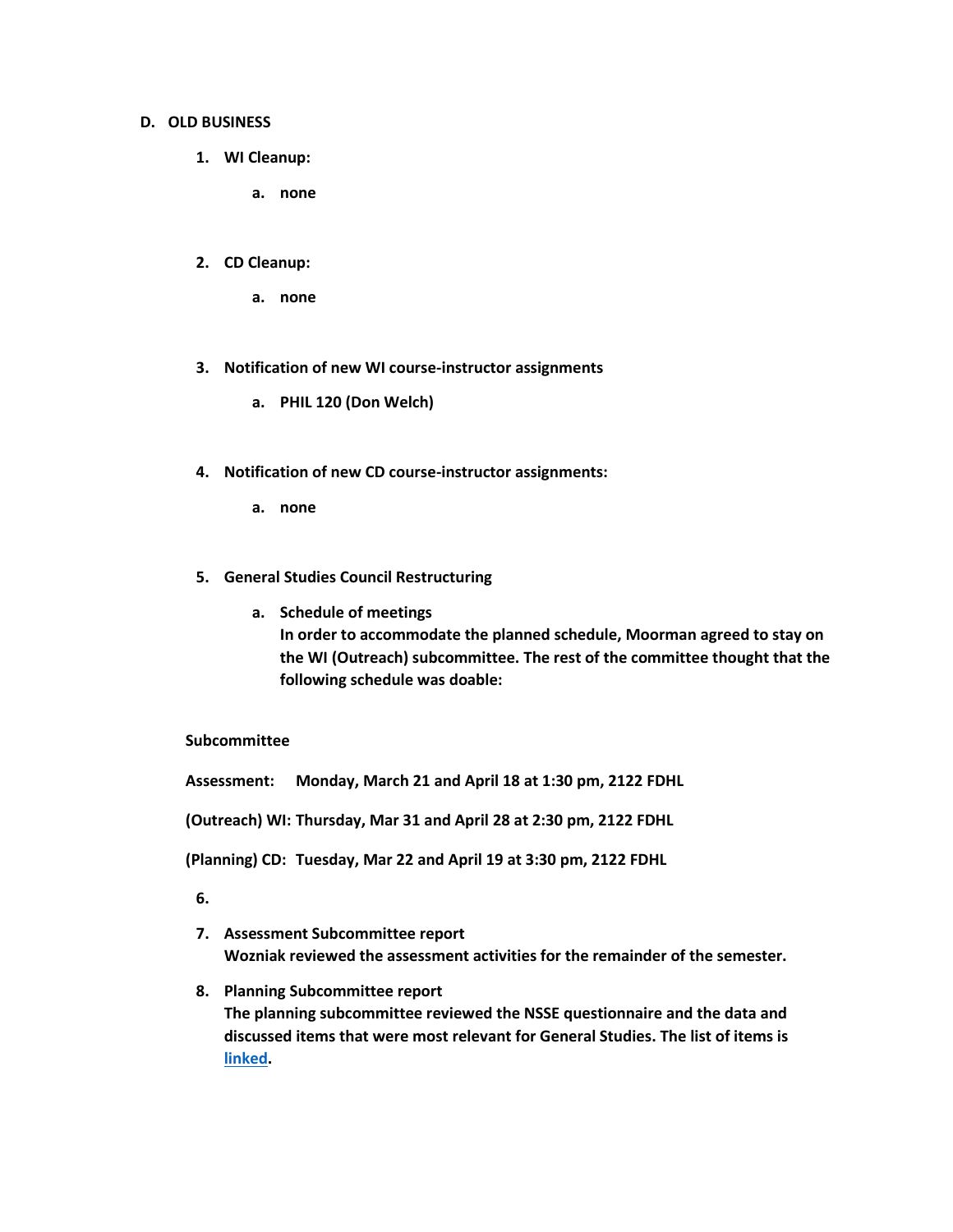## D. OLD BUSINESS

1. **WI Cleanup:**
   a. **none**

2. **CD Cleanup:**
   a. **none**

3. **Notification of new WI course-instructor assignments**
   a. **PHIL 120 (Don Welch)**

4. **Notification of new CD course-instructor assignments:**
   a. **none**

5. **General Studies Council Restructuring**
   a. **Schedule of meetings**
   **In order to accommodate the planned schedule, Moorman agreed to stay on the WI (Outreach) subcommittee. The rest of the committee thought that the following schedule was doable:**

**Subcommittee**

**Assessment: Monday, March 21 and April 18 at 1:30 pm, 2122 FDHL**

**(Outreach) WI: Thursday, Mar 31 and April 28 at 2:30 pm, 2122 FDHL**

**(Planning) CD: Tuesday, Mar 22 and April 19 at 3:30 pm, 2122 FDHL**

6.

7. **Assessment Subcommittee report**
   **Wozniak reviewed the assessment activities for the remainder of the semester.**

8. **Planning Subcommittee report**
   **The planning subcommittee reviewed the NSSE questionnaire and the data and discussed items that were most relevant for General Studies. The list of items is linked.**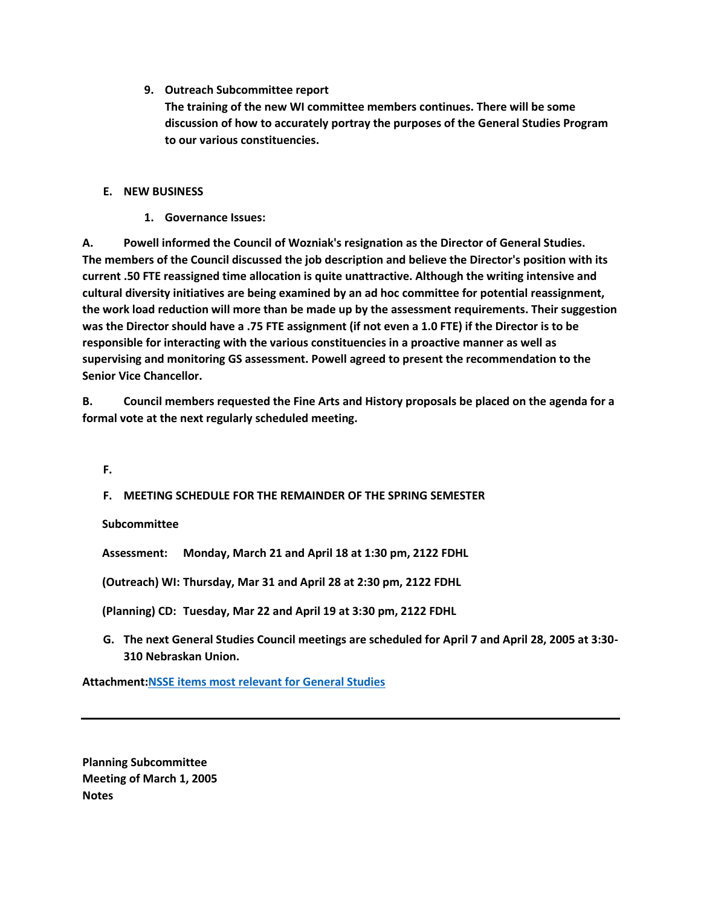9. **Outreach Subcommittee report**
   **The training of the new WI committee members continues. There will be some discussion of how to accurately portray the purposes of the General Studies Program to our various constituencies.**

**E. NEW BUSINESS**

1. **Governance Issues:**

**A. Powell informed the Council of Wozniak's resignation as the Director of General Studies. The members of the Council discussed the job description and believe the Director's position with its current .50 FTE reassigned time allocation is quite unattractive. Although the writing intensive and cultural diversity initiatives are being examined by an ad hoc committee for potential reassignment, the work load reduction will more than be made up by the assessment requirements. Their suggestion was the Director should have a .75 FTE assignment (if not even a 1.0 FTE) if the Director is to be responsible for interacting with the various constituencies in a proactive manner as well as supervising and monitoring GS assessment. Powell agreed to present the recommendation to the Senior Vice Chancellor.**

**B. Council members requested the Fine Arts and History proposals be placed on the agenda for a formal vote at the next regularly scheduled meeting.**

**F.**

**F. MEETING SCHEDULE FOR THE REMAINDER OF THE SPRING SEMESTER**

**Subcommittee**

**Assessment: Monday, March 21 and April 18 at 1:30 pm, 2122 FDHL**

**(Outreach) WI: Thursday, Mar 31 and April 28 at 2:30 pm, 2122 FDHL**

**(Planning) CD: Tuesday, Mar 22 and April 19 at 3:30 pm, 2122 FDHL**

**G. The next General Studies Council meetings are scheduled for April 7 and April 28, 2005 at 3:30-310 Nebraskan Union.**

**Attachment:** [NSSE items most relevant for General Studies]

---

**Planning Subcommittee**
**Meeting of March 1, 2005**
**Notes**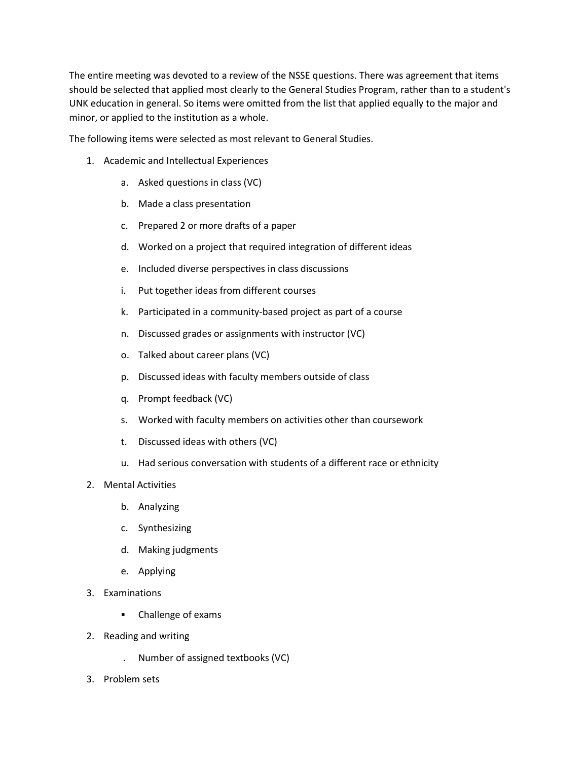The entire meeting was devoted to a review of the NSSE questions. There was agreement that items should be selected that applied most clearly to the General Studies Program, rather than to a student's UNK education in general. So items were omitted from the list that applied equally to the major and minor, or applied to the institution as a whole.

The following items were selected as most relevant to General Studies.

1. Academic and Intellectual Experiences
    - a. Asked questions in class (VC)
    - b. Made a class presentation
    - c. Prepared 2 or more drafts of a paper
    - d. Worked on a project that required integration of different ideas
    - e. Included diverse perspectives in class discussions
    - i. Put together ideas from different courses
    - k. Participated in a community-based project as part of a course
    - n. Discussed grades or assignments with instructor (VC)
    - o. Talked about career plans (VC)
    - p. Discussed ideas with faculty members outside of class
    - q. Prompt feedback (VC)
    - s. Worked with faculty members on activities other than coursework
    - t. Discussed ideas with others (VC)
    - u. Had serious conversation with students of a different race or ethnicity
2. Mental Activities
    - b. Analyzing
    - c. Synthesizing
    - d. Making judgments
    - e. Applying
3. Examinations
    - Challenge of exams

2. Reading and writing
    - . Number of assigned textbooks (VC)

3. Problem sets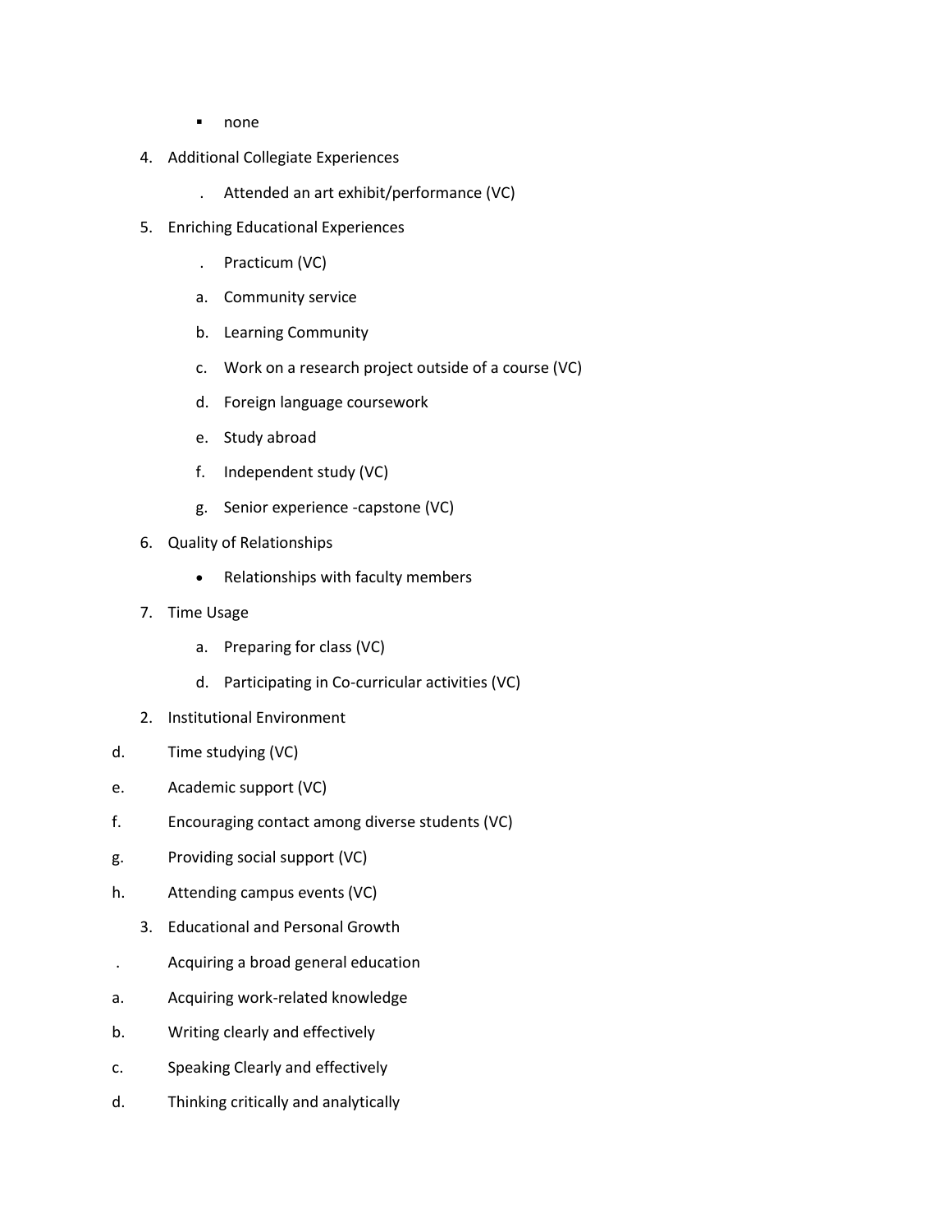- none

4. Additional Collegiate Experiences

    . Attended an art exhibit/performance (VC)

5. Enriching Educational Experiences

    . Practicum (VC)

    a. Community service

    b. Learning Community

    c. Work on a research project outside of a course (VC)

    d. Foreign language coursework

    e. Study abroad

    f. Independent study (VC)

    g. Senior experience -capstone (VC)

6. Quality of Relationships

    - Relationships with faculty members

7. Time Usage

    a. Preparing for class (VC)

    d. Participating in Co-curricular activities (VC)

2. Institutional Environment

d. Time studying (VC)

e. Academic support (VC)

f. Encouraging contact among diverse students (VC)

g. Providing social support (VC)

h. Attending campus events (VC)

3. Educational and Personal Growth

. Acquiring a broad general education

a. Acquiring work-related knowledge

b. Writing clearly and effectively

c. Speaking Clearly and effectively

d. Thinking critically and analytically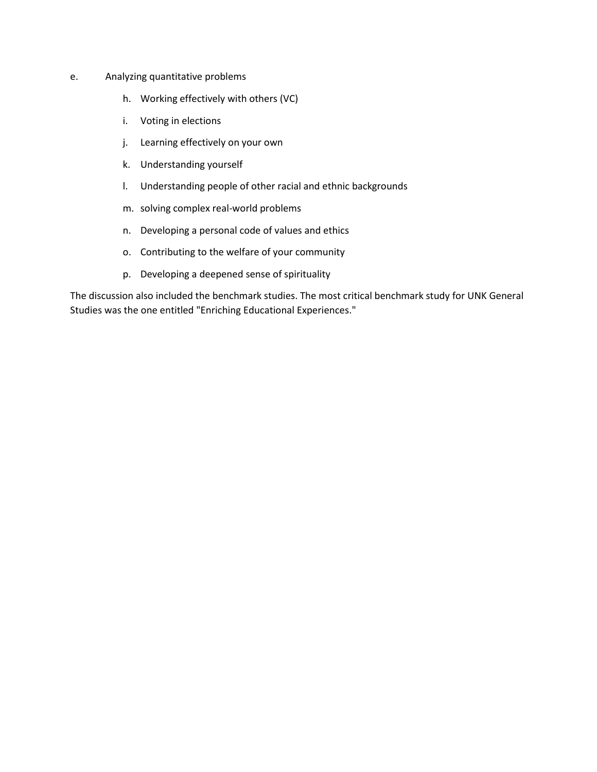e. Analyzing quantitative problems

h. Working effectively with others (VC)

i. Voting in elections

j. Learning effectively on your own

k. Understanding yourself

l. Understanding people of other racial and ethnic backgrounds

m. solving complex real-world problems

n. Developing a personal code of values and ethics

o. Contributing to the welfare of your community

p. Developing a deepened sense of spirituality

The discussion also included the benchmark studies. The most critical benchmark study for UNK General Studies was the one entitled "Enriching Educational Experiences."